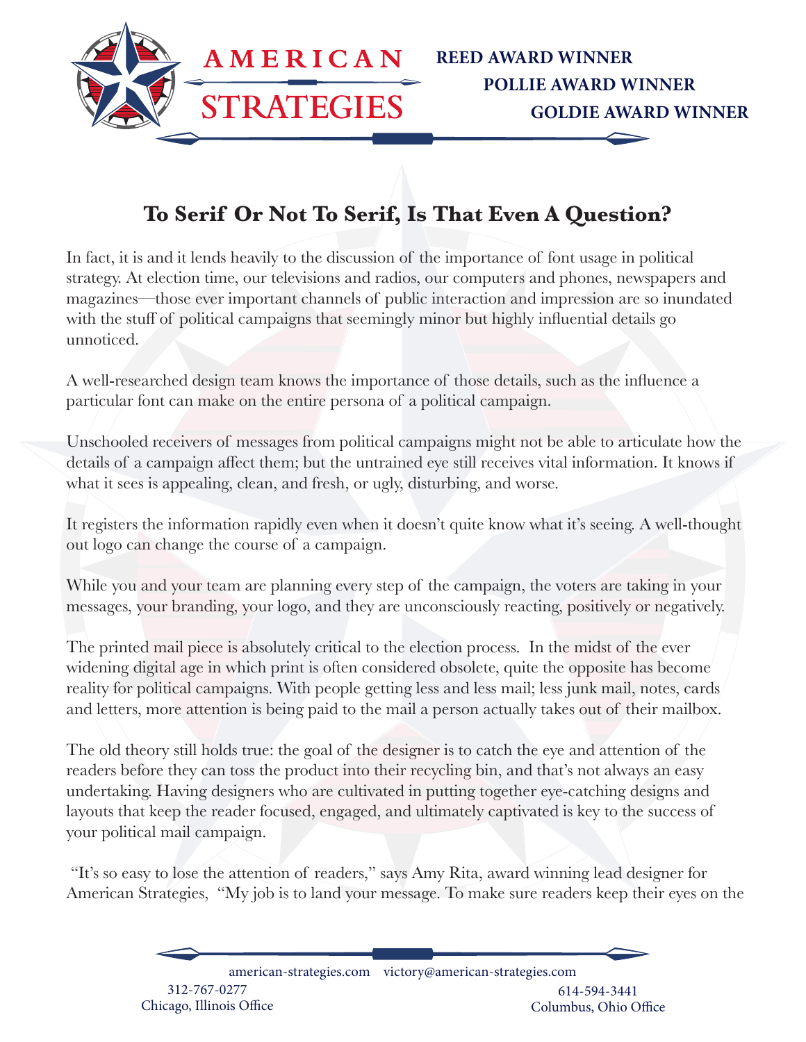# AMERICAN STRATEGIES

**REED AWARD WINNER**
**POLLIE AWARD WINNER**
**GOLDIE AWARD WINNER**

## To Serif Or Not To Serif, Is That Even A Question?

In fact, it is and it lends heavily to the discussion of the importance of font usage in political strategy. At election time, our televisions and radios, our computers and phones, newspapers and magazines—those ever important channels of public interaction and impression are so inundated with the stuff of political campaigns that seemingly minor but highly influential details go unnoticed.

A well-researched design team knows the importance of those details, such as the influence a particular font can make on the entire persona of a political campaign.

Unschooled receivers of messages from political campaigns might not be able to articulate how the details of a campaign affect them; but the untrained eye still receives vital information. It knows if what it sees is appealing, clean, and fresh, or ugly, disturbing, and worse.

It registers the information rapidly even when it doesn't quite know what it's seeing. A well-thought out logo can change the course of a campaign.

While you and your team are planning every step of the campaign, the voters are taking in your messages, your branding, your logo, and they are unconsciously reacting, positively or negatively.

The printed mail piece is absolutely critical to the election process. In the midst of the ever widening digital age in which print is often considered obsolete, quite the opposite has become reality for political campaigns. With people getting less and less mail; less junk mail, notes, cards and letters, more attention is being paid to the mail a person actually takes out of their mailbox.

The old theory still holds true: the goal of the designer is to catch the eye and attention of the readers before they can toss the product into their recycling bin, and that's not always an easy undertaking. Having designers who are cultivated in putting together eye-catching designs and layouts that keep the reader focused, engaged, and ultimately captivated is key to the success of your political mail campaign.

"It's so easy to lose the attention of readers," says Amy Rita, award winning lead designer for American Strategies, "My job is to land your message. To make sure readers keep their eyes on the

american-strategies.com victory@american-strategies.com

312-767-0277
Chicago, Illinois Office

614-594-3441
Columbus, Ohio Office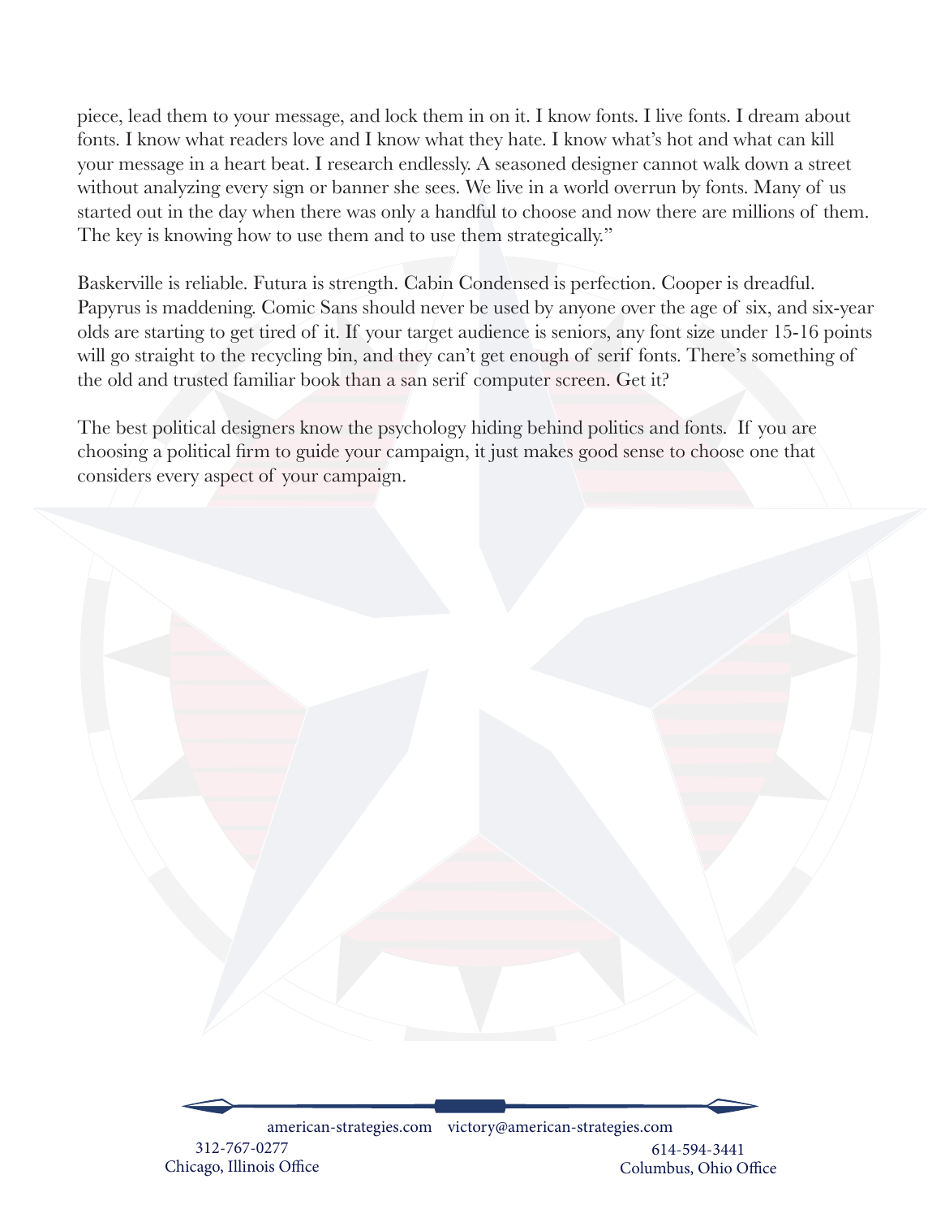piece, lead them to your message, and lock them in on it. I know fonts. I live fonts. I dream about fonts. I know what readers love and I know what they hate. I know what's hot and what can kill your message in a heart beat. I research endlessly. A seasoned designer cannot walk down a street without analyzing every sign or banner she sees. We live in a world overrun by fonts. Many of us started out in the day when there was only a handful to choose and now there are millions of them. The key is knowing how to use them and to use them strategically."

Baskerville is reliable. Futura is strength. Cabin Condensed is perfection. Cooper is dreadful. Papyrus is maddening. Comic Sans should never be used by anyone over the age of six, and six-year olds are starting to get tired of it. If your target audience is seniors, any font size under 15-16 points will go straight to the recycling bin, and they can't get enough of serif fonts. There's something of the old and trusted familiar book than a san serif computer screen. Get it?

The best political designers know the psychology hiding behind politics and fonts. If you are choosing a political firm to guide your campaign, it just makes good sense to choose one that considers every aspect of your campaign.

american-strategies.com victory@american-strategies.com

312-767-0277
Chicago, Illinois Office

614-594-3441
Columbus, Ohio Office